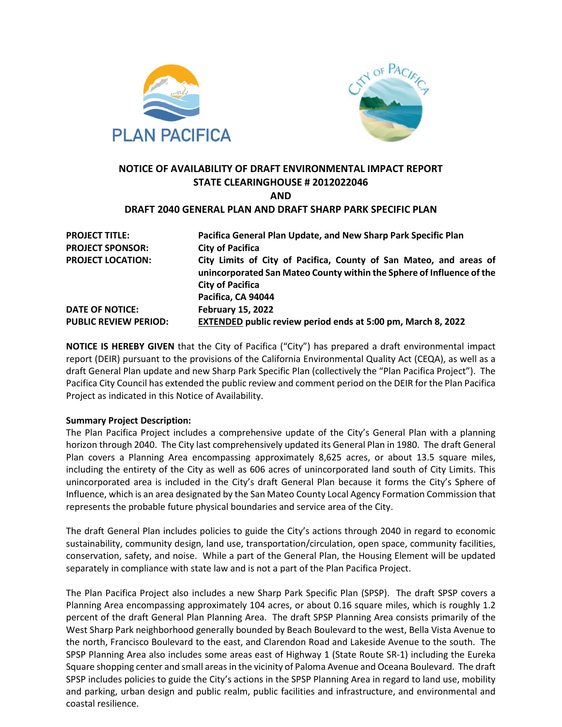PLAN PACIFICA

CITY OF PACIFICA

# NOTICE OF AVAILABILITY OF DRAFT ENVIRONMENTAL IMPACT REPORT STATE CLEARINGHOUSE # 2012022046 AND DRAFT 2040 GENERAL PLAN AND DRAFT SHARP PARK SPECIFIC PLAN

| | |
|---|---|
| **PROJECT TITLE:** | **Pacifica General Plan Update, and New Sharp Park Specific Plan** |
| **PROJECT SPONSOR:** | **City of Pacifica** |
| **PROJECT LOCATION:** | **City Limits of City of Pacifica, County of San Mateo, and areas of unincorporated San Mateo County within the Sphere of Influence of the City of Pacifica**<br>**Pacifica, CA 94044** |
| **DATE OF NOTICE:** | **February 15, 2022** |
| **PUBLIC REVIEW PERIOD:** | **EXTENDED public review period ends at 5:00 pm, March 8, 2022** |

**NOTICE IS HEREBY GIVEN** that the City of Pacifica ("City") has prepared a draft environmental impact report (DEIR) pursuant to the provisions of the California Environmental Quality Act (CEQA), as well as a draft General Plan update and new Sharp Park Specific Plan (collectively the "Plan Pacifica Project"). The Pacifica City Council has extended the public review and comment period on the DEIR for the Plan Pacifica Project as indicated in this Notice of Availability.

**Summary Project Description:**

The Plan Pacifica Project includes a comprehensive update of the City's General Plan with a planning horizon through 2040. The City last comprehensively updated its General Plan in 1980. The draft General Plan covers a Planning Area encompassing approximately 8,625 acres, or about 13.5 square miles, including the entirety of the City as well as 606 acres of unincorporated land south of City Limits. This unincorporated area is included in the City's draft General Plan because it forms the City's Sphere of Influence, which is an area designated by the San Mateo County Local Agency Formation Commission that represents the probable future physical boundaries and service area of the City.

The draft General Plan includes policies to guide the City's actions through 2040 in regard to economic sustainability, community design, land use, transportation/circulation, open space, community facilities, conservation, safety, and noise. While a part of the General Plan, the Housing Element will be updated separately in compliance with state law and is not a part of the Plan Pacifica Project.

The Plan Pacifica Project also includes a new Sharp Park Specific Plan (SPSP). The draft SPSP covers a Planning Area encompassing approximately 104 acres, or about 0.16 square miles, which is roughly 1.2 percent of the draft General Plan Planning Area. The draft SPSP Planning Area consists primarily of the West Sharp Park neighborhood generally bounded by Beach Boulevard to the west, Bella Vista Avenue to the north, Francisco Boulevard to the east, and Clarendon Road and Lakeside Avenue to the south. The SPSP Planning Area also includes some areas east of Highway 1 (State Route SR-1) including the Eureka Square shopping center and small areas in the vicinity of Paloma Avenue and Oceana Boulevard. The draft SPSP includes policies to guide the City's actions in the SPSP Planning Area in regard to land use, mobility and parking, urban design and public realm, public facilities and infrastructure, and environmental and coastal resilience.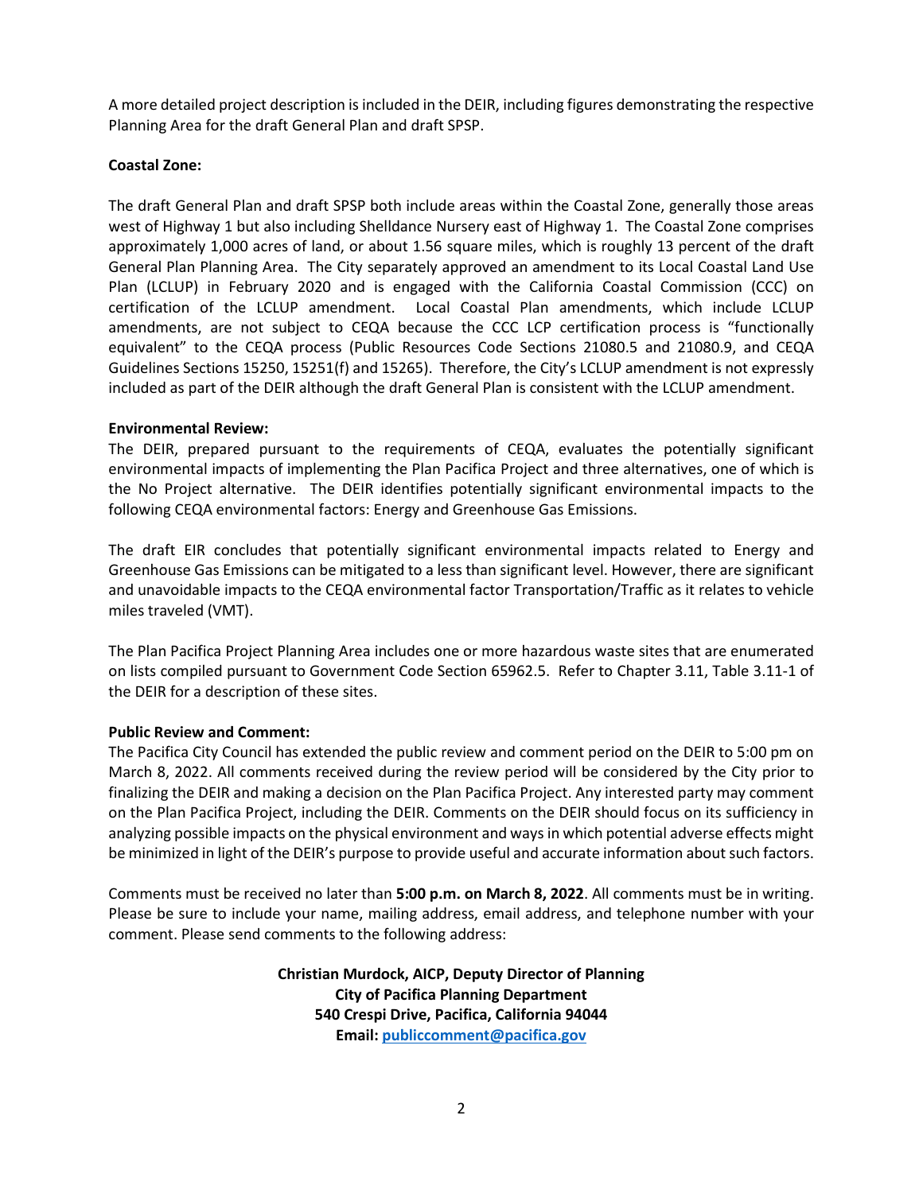A more detailed project description is included in the DEIR, including figures demonstrating the respective Planning Area for the draft General Plan and draft SPSP.

**Coastal Zone:**

The draft General Plan and draft SPSP both include areas within the Coastal Zone, generally those areas west of Highway 1 but also including Shelldance Nursery east of Highway 1. The Coastal Zone comprises approximately 1,000 acres of land, or about 1.56 square miles, which is roughly 13 percent of the draft General Plan Planning Area. The City separately approved an amendment to its Local Coastal Land Use Plan (LCLUP) in February 2020 and is engaged with the California Coastal Commission (CCC) on certification of the LCLUP amendment. Local Coastal Plan amendments, which include LCLUP amendments, are not subject to CEQA because the CCC LCP certification process is "functionally equivalent" to the CEQA process (Public Resources Code Sections 21080.5 and 21080.9, and CEQA Guidelines Sections 15250, 15251(f) and 15265). Therefore, the City's LCLUP amendment is not expressly included as part of the DEIR although the draft General Plan is consistent with the LCLUP amendment.

**Environmental Review:**

The DEIR, prepared pursuant to the requirements of CEQA, evaluates the potentially significant environmental impacts of implementing the Plan Pacifica Project and three alternatives, one of which is the No Project alternative. The DEIR identifies potentially significant environmental impacts to the following CEQA environmental factors: Energy and Greenhouse Gas Emissions.

The draft EIR concludes that potentially significant environmental impacts related to Energy and Greenhouse Gas Emissions can be mitigated to a less than significant level. However, there are significant and unavoidable impacts to the CEQA environmental factor Transportation/Traffic as it relates to vehicle miles traveled (VMT).

The Plan Pacifica Project Planning Area includes one or more hazardous waste sites that are enumerated on lists compiled pursuant to Government Code Section 65962.5. Refer to Chapter 3.11, Table 3.11-1 of the DEIR for a description of these sites.

**Public Review and Comment:**

The Pacifica City Council has extended the public review and comment period on the DEIR to 5:00 pm on March 8, 2022. All comments received during the review period will be considered by the City prior to finalizing the DEIR and making a decision on the Plan Pacifica Project. Any interested party may comment on the Plan Pacifica Project, including the DEIR. Comments on the DEIR should focus on its sufficiency in analyzing possible impacts on the physical environment and ways in which potential adverse effects might be minimized in light of the DEIR's purpose to provide useful and accurate information about such factors.

Comments must be received no later than **5:00 p.m. on March 8, 2022**. All comments must be in writing. Please be sure to include your name, mailing address, email address, and telephone number with your comment. Please send comments to the following address:

**Christian Murdock, AICP, Deputy Director of Planning**
**City of Pacifica Planning Department**
**540 Crespi Drive, Pacifica, California 94044**
**Email: publiccomment@pacifica.gov**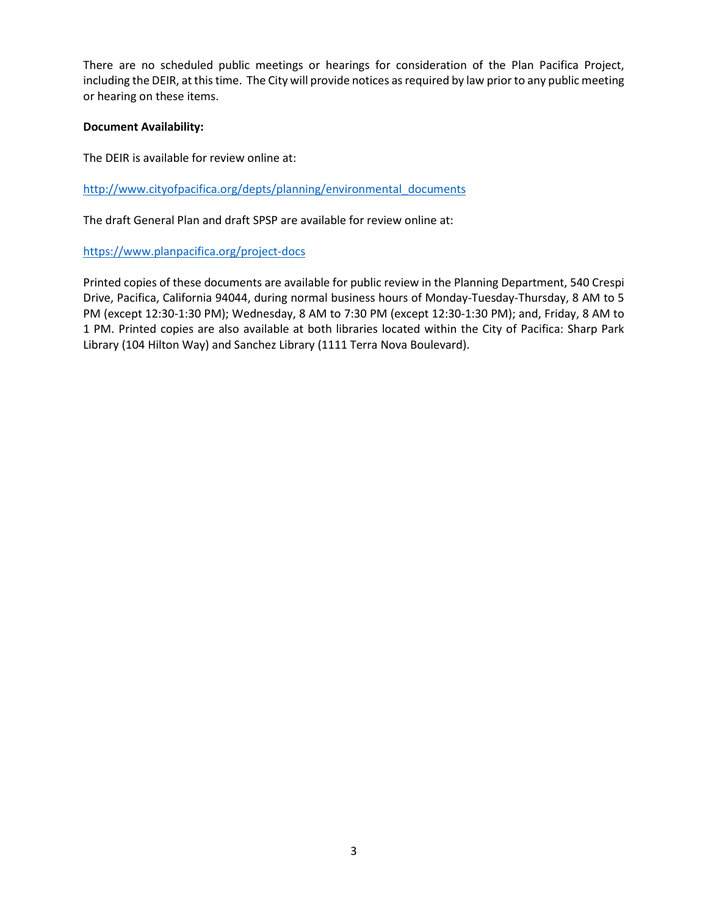There are no scheduled public meetings or hearings for consideration of the Plan Pacifica Project, including the DEIR, at this time. The City will provide notices as required by law prior to any public meeting or hearing on these items.

**Document Availability:**

The DEIR is available for review online at:

http://www.cityofpacifica.org/depts/planning/environmental_documents

The draft General Plan and draft SPSP are available for review online at:

https://www.planpacifica.org/project-docs

Printed copies of these documents are available for public review in the Planning Department, 540 Crespi Drive, Pacifica, California 94044, during normal business hours of Monday-Tuesday-Thursday, 8 AM to 5 PM (except 12:30-1:30 PM); Wednesday, 8 AM to 7:30 PM (except 12:30-1:30 PM); and, Friday, 8 AM to 1 PM. Printed copies are also available at both libraries located within the City of Pacifica: Sharp Park Library (104 Hilton Way) and Sanchez Library (1111 Terra Nova Boulevard).